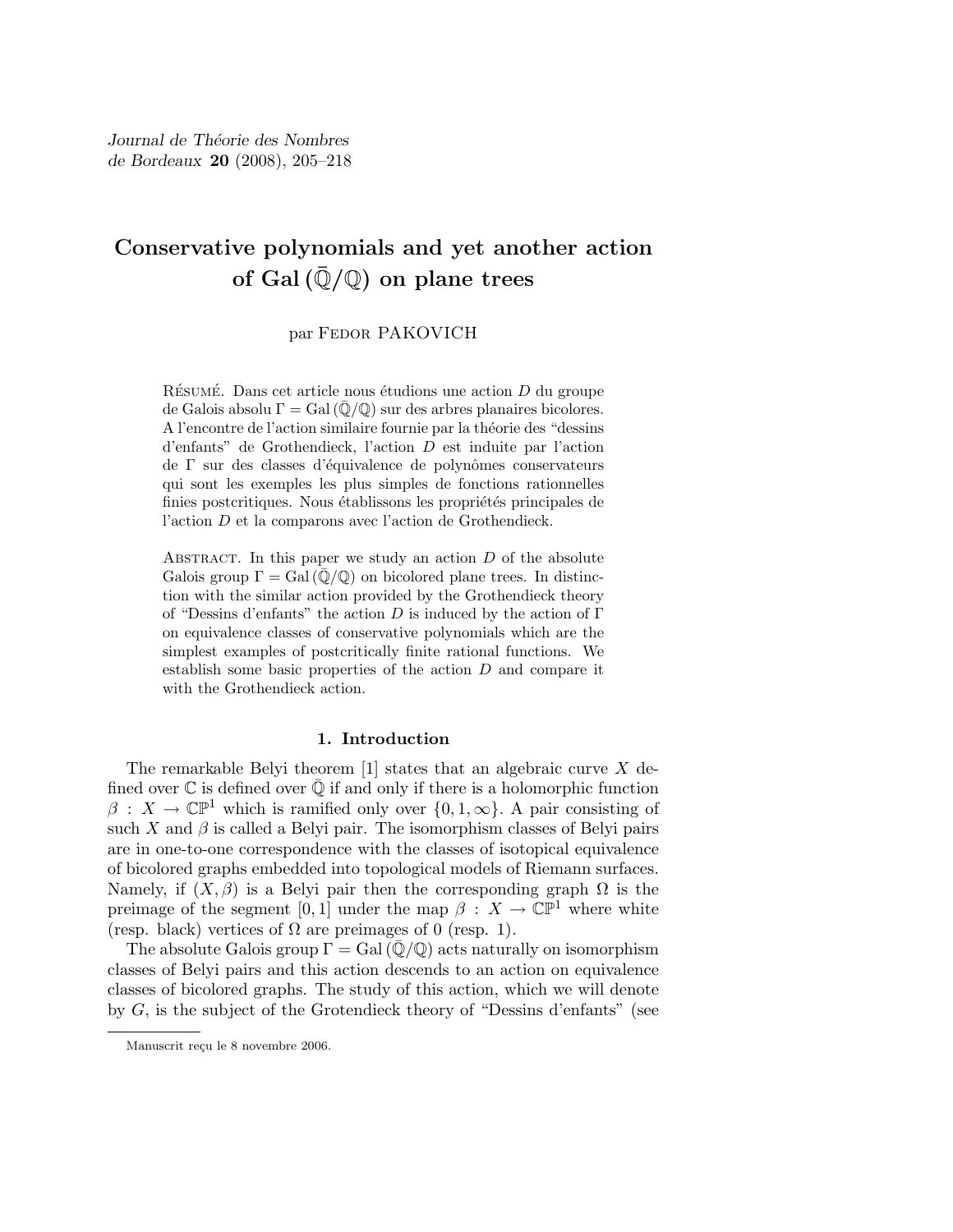# Conservative polynomials and yet another action of Gal $(\bar{\mathbb{Q}}/\mathbb{Q})$ on plane trees

par Fedor PAKOVICH

RÉSUMÉ. Dans cet article nous étudions une action $D$ du groupe de Galois absolu $\Gamma = \mathrm{Gal}\,(\bar{\mathbb{Q}}/\mathbb{Q})$ sur des arbres planaires bicolores. A l'encontre de l'action similaire fournie par la théorie des "dessins d'enfants" de Grothendieck, l'action $D$ est induite par l'action de $\Gamma$ sur des classes d'équivalence de polynômes conservateurs qui sont les exemples les plus simples de fonctions rationnelles finies postcritiques. Nous établissons les propriétés principales de l'action $D$ et la comparons avec l'action de Grothendieck.

ABSTRACT. In this paper we study an action $D$ of the absolute Galois group $\Gamma = \mathrm{Gal}\,(\bar{\mathbb{Q}}/\mathbb{Q})$ on bicolored plane trees. In distinction with the similar action provided by the Grothendieck theory of "Dessins d'enfants" the action $D$ is induced by the action of $\Gamma$ on equivalence classes of conservative polynomials which are the simplest examples of postcritically finite rational functions. We establish some basic properties of the action $D$ and compare it with the Grothendieck action.

## 1. Introduction

The remarkable Belyi theorem [1] states that an algebraic curve $X$ defined over $\mathbb{C}$ is defined over $\bar{\mathbb{Q}}$ if and only if there is a holomorphic function $\beta : X \to \mathbb{CP}^1$ which is ramified only over $\{0, 1, \infty\}$. A pair consisting of such $X$ and $\beta$ is called a Belyi pair. The isomorphism classes of Belyi pairs are in one-to-one correspondence with the classes of isotopical equivalence of bicolored graphs embedded into topological models of Riemann surfaces. Namely, if $(X, \beta)$ is a Belyi pair then the corresponding graph $\Omega$ is the preimage of the segment $[0, 1]$ under the map $\beta : X \to \mathbb{CP}^1$ where white (resp. black) vertices of $\Omega$ are preimages of 0 (resp. 1).

The absolute Galois group $\Gamma = \mathrm{Gal}\,(\bar{\mathbb{Q}}/\mathbb{Q})$ acts naturally on isomorphism classes of Belyi pairs and this action descends to an action on equivalence classes of bicolored graphs. The study of this action, which we will denote by $G$, is the subject of the Grotendieck theory of "Dessins d'enfants" (see

Manuscrit reçu le 8 novembre 2006.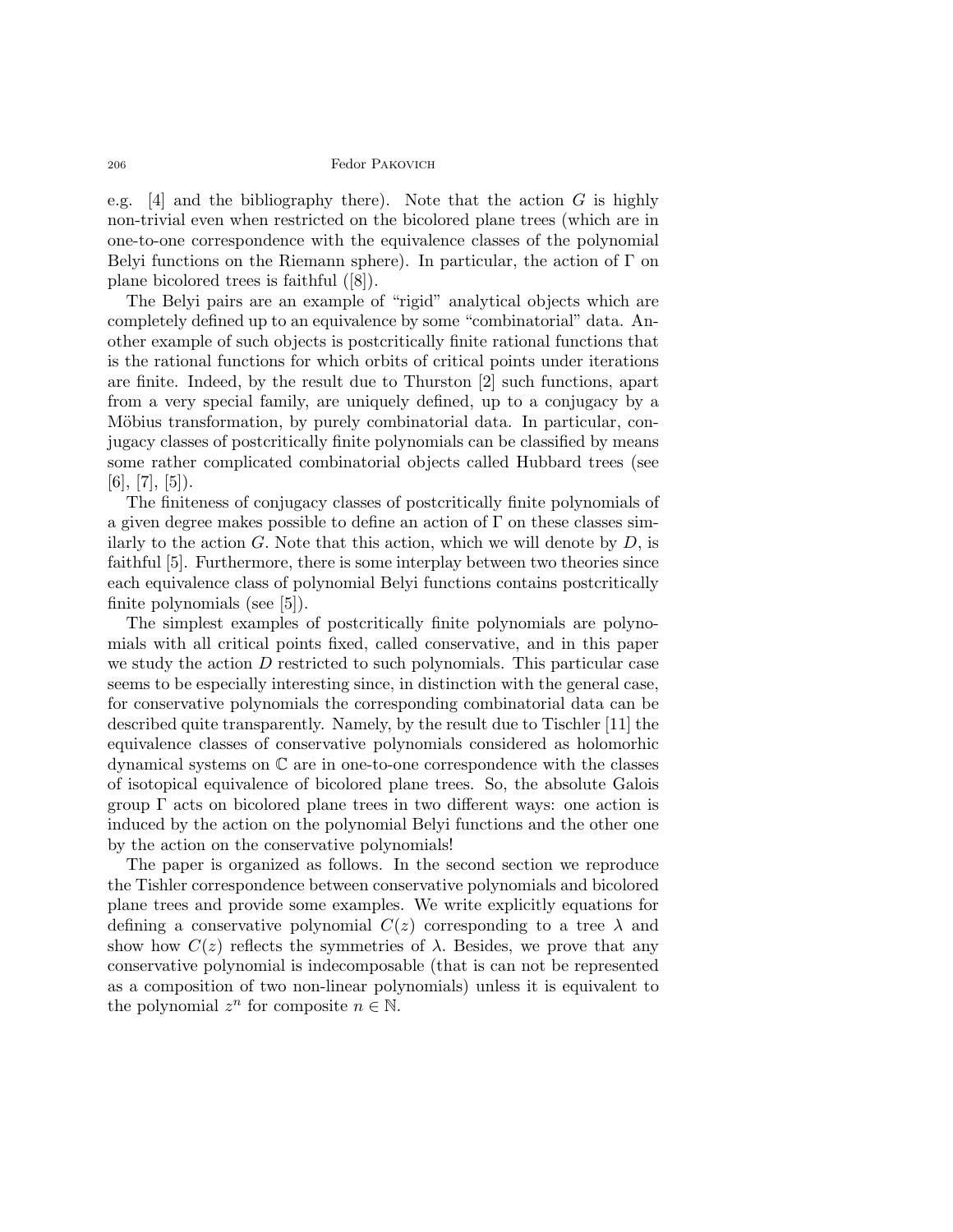e.g. [4] and the bibliography there). Note that the action $G$ is highly non-trivial even when restricted on the bicolored plane trees (which are in one-to-one correspondence with the equivalence classes of the polynomial Belyi functions on the Riemann sphere). In particular, the action of $\Gamma$ on plane bicolored trees is faithful ([8]).

The Belyi pairs are an example of "rigid" analytical objects which are completely defined up to an equivalence by some "combinatorial" data. Another example of such objects is postcritically finite rational functions that is the rational functions for which orbits of critical points under iterations are finite. Indeed, by the result due to Thurston [2] such functions, apart from a very special family, are uniquely defined, up to a conjugacy by a Möbius transformation, by purely combinatorial data. In particular, conjugacy classes of postcritically finite polynomials can be classified by means some rather complicated combinatorial objects called Hubbard trees (see [6], [7], [5]).

The finiteness of conjugacy classes of postcritically finite polynomials of a given degree makes possible to define an action of $\Gamma$ on these classes similarly to the action $G$. Note that this action, which we will denote by $D$, is faithful [5]. Furthermore, there is some interplay between two theories since each equivalence class of polynomial Belyi functions contains postcritically finite polynomials (see [5]).

The simplest examples of postcritically finite polynomials are polynomials with all critical points fixed, called conservative, and in this paper we study the action $D$ restricted to such polynomials. This particular case seems to be especially interesting since, in distinction with the general case, for conservative polynomials the corresponding combinatorial data can be described quite transparently. Namely, by the result due to Tischler [11] the equivalence classes of conservative polynomials considered as holomorhic dynamical systems on $\mathbb{C}$ are in one-to-one correspondence with the classes of isotopical equivalence of bicolored plane trees. So, the absolute Galois group $\Gamma$ acts on bicolored plane trees in two different ways: one action is induced by the action on the polynomial Belyi functions and the other one by the action on the conservative polynomials!

The paper is organized as follows. In the second section we reproduce the Tishler correspondence between conservative polynomials and bicolored plane trees and provide some examples. We write explicitly equations for defining a conservative polynomial $C(z)$ corresponding to a tree $\lambda$ and show how $C(z)$ reflects the symmetries of $\lambda$. Besides, we prove that any conservative polynomial is indecomposable (that is can not be represented as a composition of two non-linear polynomials) unless it is equivalent to the polynomial $z^n$ for composite $n \in \mathbb{N}$.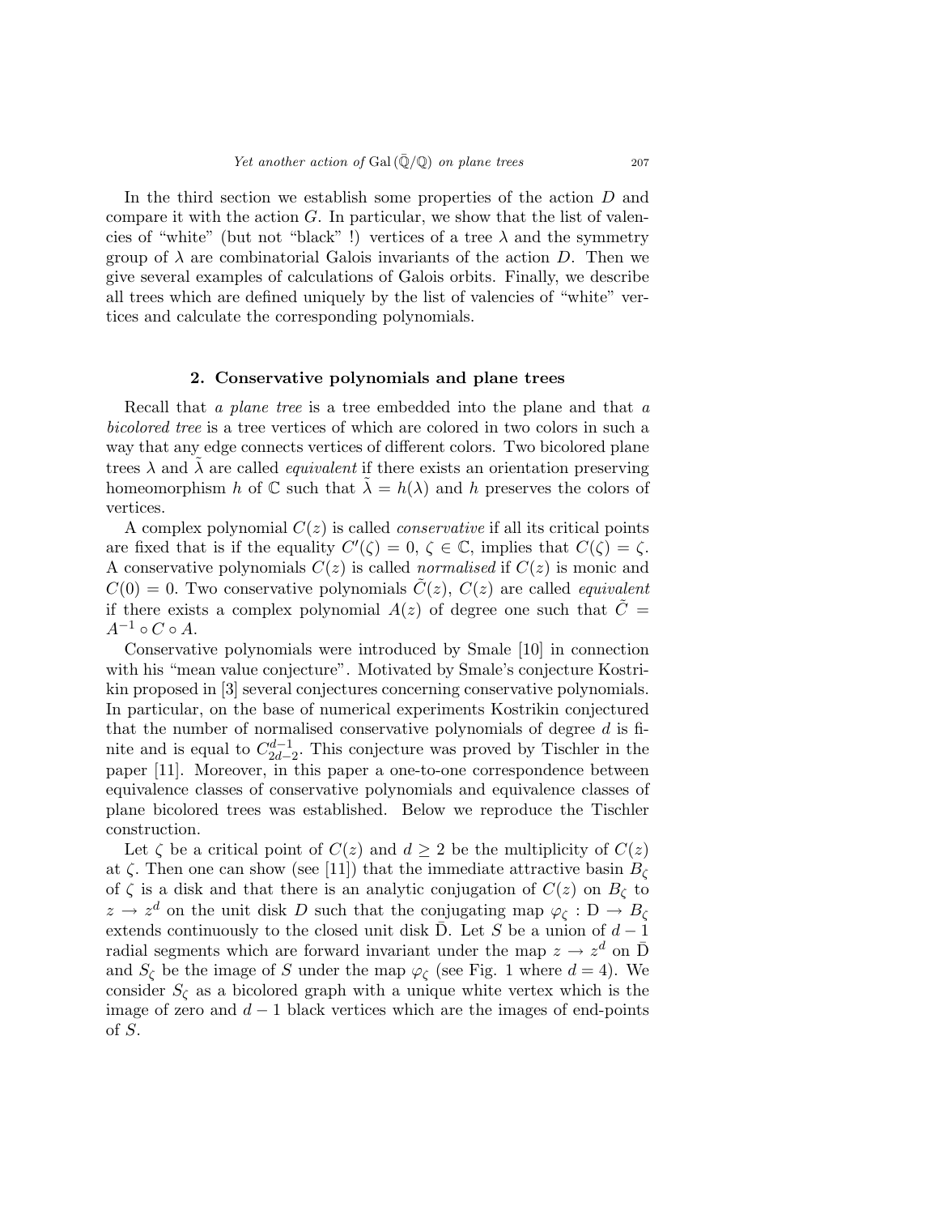In the third section we establish some properties of the action $D$ and compare it with the action $G$. In particular, we show that the list of valencies of "white" (but not "black" !) vertices of a tree $\lambda$ and the symmetry group of $\lambda$ are combinatorial Galois invariants of the action $D$. Then we give several examples of calculations of Galois orbits. Finally, we describe all trees which are defined uniquely by the list of valencies of "white" vertices and calculate the corresponding polynomials.

## 2. Conservative polynomials and plane trees

Recall that *a plane tree* is a tree embedded into the plane and that *a bicolored tree* is a tree vertices of which are colored in two colors in such a way that any edge connects vertices of different colors. Two bicolored plane trees $\lambda$ and $\tilde{\lambda}$ are called *equivalent* if there exists an orientation preserving homeomorphism $h$ of $\mathbb{C}$ such that $\tilde{\lambda} = h(\lambda)$ and $h$ preserves the colors of vertices.

A complex polynomial $C(z)$ is called *conservative* if all its critical points are fixed that is if the equality $C'(\zeta) = 0$, $\zeta \in \mathbb{C}$, implies that $C(\zeta) = \zeta$. A conservative polynomials $C(z)$ is called *normalised* if $C(z)$ is monic and $C(0) = 0$. Two conservative polynomials $\tilde{C}(z)$, $C(z)$ are called *equivalent* if there exists a complex polynomial $A(z)$ of degree one such that $\tilde{C} = A^{-1} \circ C \circ A$.

Conservative polynomials were introduced by Smale [10] in connection with his "mean value conjecture". Motivated by Smale's conjecture Kostrikin proposed in [3] several conjectures concerning conservative polynomials. In particular, on the base of numerical experiments Kostrikin conjectured that the number of normalised conservative polynomials of degree $d$ is finite and is equal to $C^{d-1}_{2d-2}$. This conjecture was proved by Tischler in the paper [11]. Moreover, in this paper a one-to-one correspondence between equivalence classes of conservative polynomials and equivalence classes of plane bicolored trees was established. Below we reproduce the Tischler construction.

Let $\zeta$ be a critical point of $C(z)$ and $d \geq 2$ be the multiplicity of $C(z)$ at $\zeta$. Then one can show (see [11]) that the immediate attractive basin $B_\zeta$ of $\zeta$ is a disk and that there is an analytic conjugation of $C(z)$ on $B_\zeta$ to $z \to z^d$ on the unit disk $D$ such that the conjugating map $\varphi_\zeta : \mathrm{D} \to B_\zeta$ extends continuously to the closed unit disk $\bar{\mathrm{D}}$. Let $S$ be a union of $d-1$ radial segments which are forward invariant under the map $z \to z^d$ on $\bar{\mathrm{D}}$ and $S_\zeta$ be the image of $S$ under the map $\varphi_\zeta$ (see Fig. 1 where $d = 4$). We consider $S_\zeta$ as a bicolored graph with a unique white vertex which is the image of zero and $d-1$ black vertices which are the images of end-points of $S$.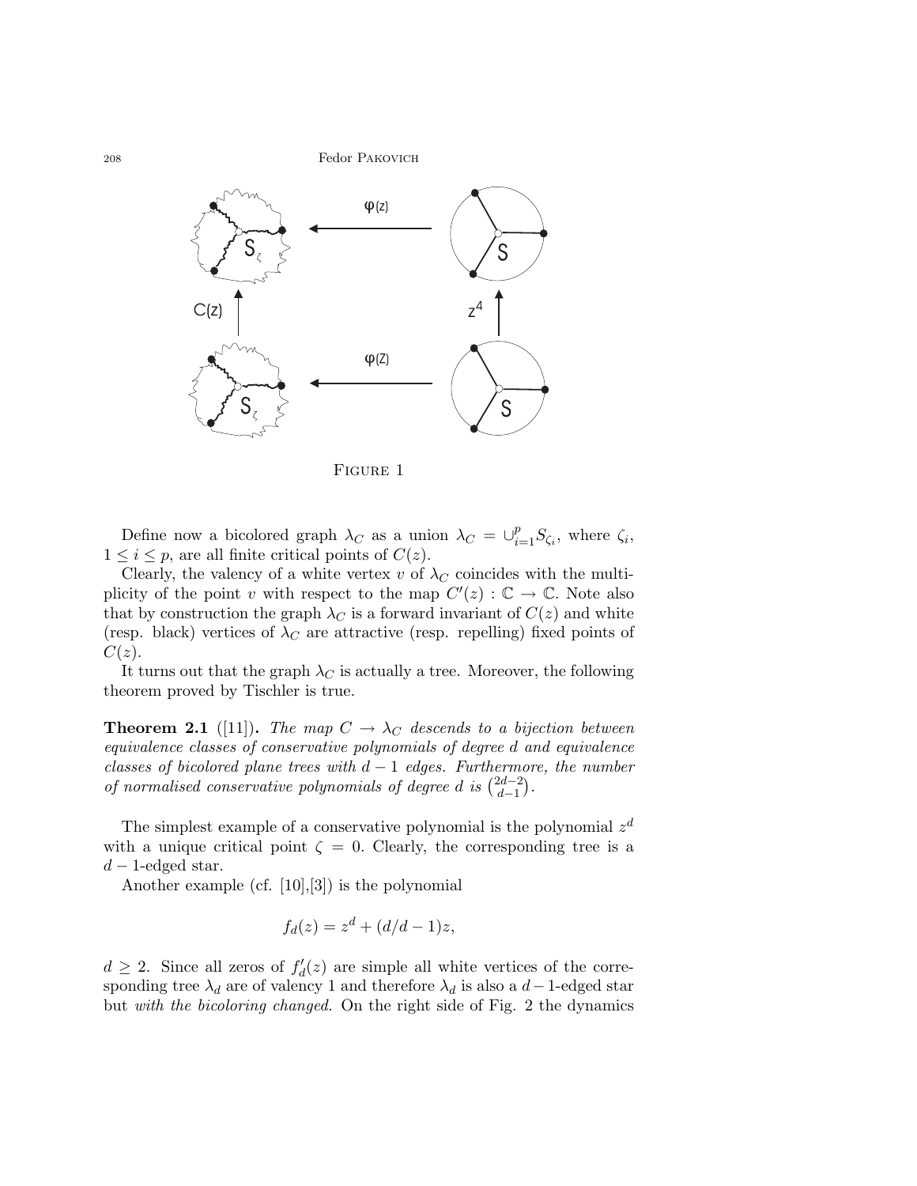FIGURE 1

Define now a bicolored graph $\lambda_C$ as a union $\lambda_C = \cup_{i=1}^{p} S_{\zeta_i}$, where $\zeta_i$, $1 \leq i \leq p$, are all finite critical points of $C(z)$.

Clearly, the valency of a white vertex $v$ of $\lambda_C$ coincides with the multiplicity of the point $v$ with respect to the map $C'(z) : \mathbb{C} \to \mathbb{C}$. Note also that by construction the graph $\lambda_C$ is a forward invariant of $C(z)$ and white (resp. black) vertices of $\lambda_C$ are attractive (resp. repelling) fixed points of $C(z)$.

It turns out that the graph $\lambda_C$ is actually a tree. Moreover, the following theorem proved by Tischler is true.

**Theorem 2.1** ([11]). *The map $C \to \lambda_C$ descends to a bijection between equivalence classes of conservative polynomials of degree $d$ and equivalence classes of bicolored plane trees with $d-1$ edges. Furthermore, the number of normalised conservative polynomials of degree $d$ is $\binom{2d-2}{d-1}$.*

The simplest example of a conservative polynomial is the polynomial $z^d$ with a unique critical point $\zeta = 0$. Clearly, the corresponding tree is a $d-1$-edged star.

Another example (cf. [10],[3]) is the polynomial

$$f_d(z) = z^d + (d/d-1)z,$$

$d \geq 2$. Since all zeros of $f_d'(z)$ are simple all white vertices of the corresponding tree $\lambda_d$ are of valency 1 and therefore $\lambda_d$ is also a $d-1$-edged star but *with the bicoloring changed.* On the right side of Fig. 2 the dynamics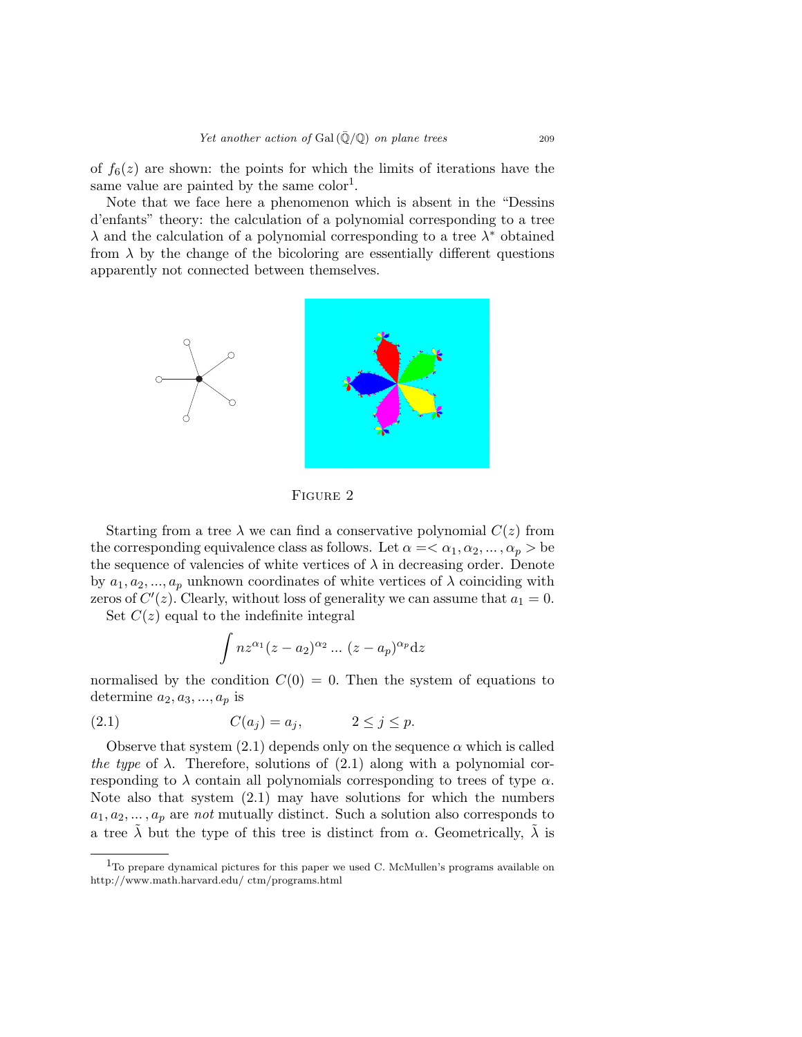of $f_6(z)$ are shown: the points for which the limits of iterations have the same value are painted by the same color[1].

Note that we face here a phenomenon which is absent in the "Dessins d'enfants" theory: the calculation of a polynomial corresponding to a tree $\lambda$ and the calculation of a polynomial correspnding to a tree $\lambda^*$ obtained from $\lambda$ by the change of the bicoloring are essentially different questions apparently not connected between themselves.

FIGURE 2

Starting from a tree $\lambda$ we can find a conservative polynomial $C(z)$ from the corresponding equivalence class as follows. Let $\alpha =< \alpha_1, \alpha_2, ..., \alpha_p >$ be the sequence of valencies of white vertices of $\lambda$ in decreasing order. Denote by $a_1, a_2, ..., a_p$ unknown coordinates of white vertices of $\lambda$ coinciding with zeros of $C'(z)$. Clearly, without loss of generality we can assume that $a_1 = 0$.

Set $C(z)$ equal to the indefinite integral

$$\int nz^{\alpha_1}(z - a_2)^{\alpha_2} \dots (z - a_p)^{\alpha_p} \mathrm{d}z$$

normalised by the condition $C(0) = 0$. Then the system of equations to determine $a_2, a_3, ..., a_p$ is

$$C(a_j) = a_j, \qquad 2 \leq j \leq p. \tag{2.1}$$

Observe that system (2.1) depends only on the sequence $\alpha$ which is called *the type* of $\lambda$. Therefore, solutions of (2.1) along with a polynomial corresponding to $\lambda$ contain all polynomials corresponding to trees of type $\alpha$. Note also that system (2.1) may have solutions for which the numbers $a_1, a_2, \dots, a_p$ are *not* mutually distinct. Such a solution also corresponds to a tree $\tilde{\lambda}$ but the type of this tree is distinct from $\alpha$. Geometrically, $\tilde{\lambda}$ is

[1]To prepare dynamical pictures for this paper we used C. McMullen's programs available on http://www.math.harvard.edu/ ctm/programs.html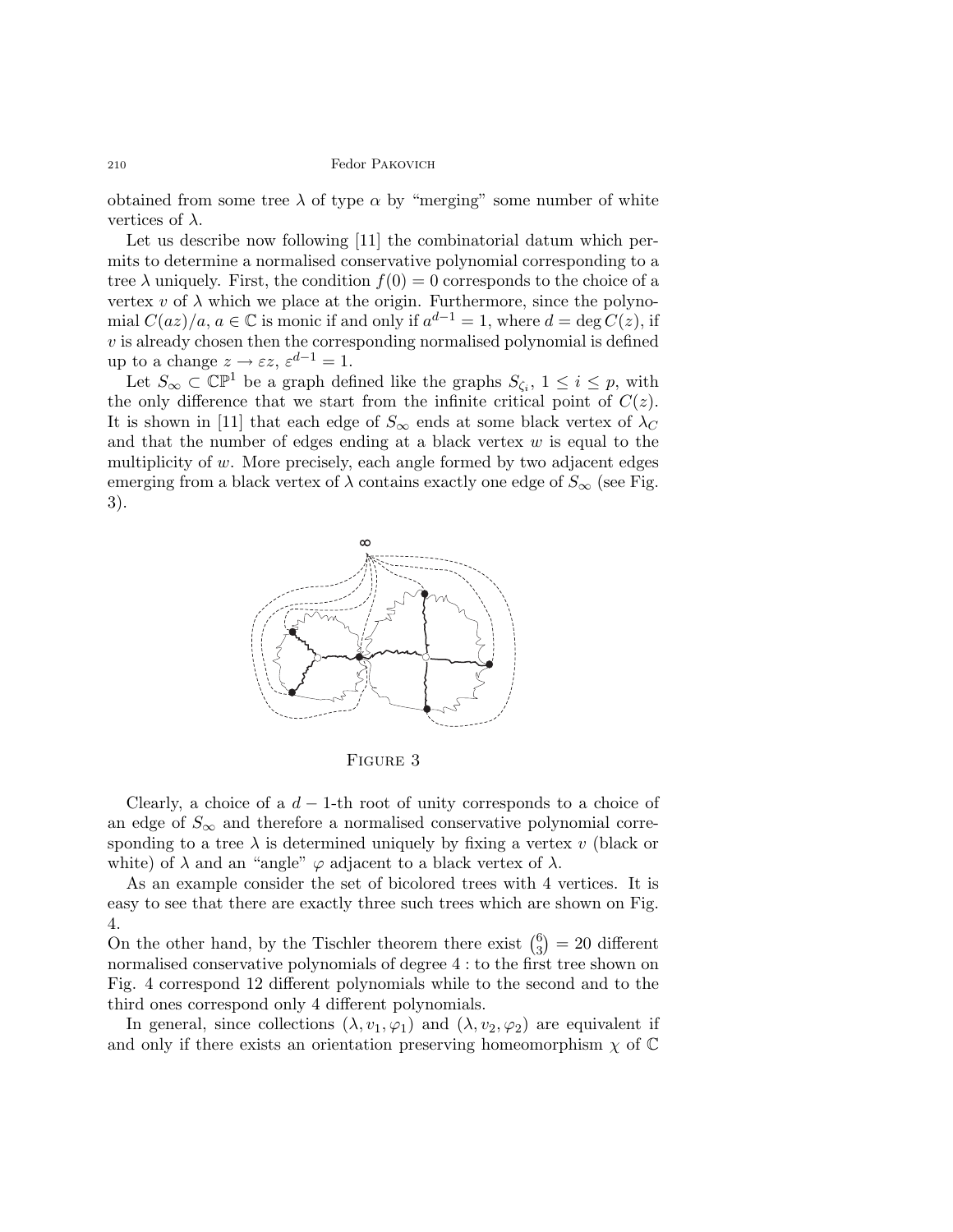obtained from some tree $\lambda$ of type $\alpha$ by "merging" some number of white vertices of $\lambda$.

Let us describe now following [11] the combinatorial datum which permits to determine a normalised conservative polynomial corresponding to a tree $\lambda$ uniquely. First, the condition $f(0) = 0$ corresponds to the choice of a vertex $v$ of $\lambda$ which we place at the origin. Furthermore, since the polynomial $C(az)/a$, $a \in \mathbb{C}$ is monic if and only if $a^{d-1} = 1$, where $d = \deg C(z)$, if $v$ is already chosen then the corresponding normalised polynomial is defined up to a change $z \to \varepsilon z$, $\varepsilon^{d-1} = 1$.

Let $S_\infty \subset \mathbb{CP}^1$ be a graph defined like the graphs $S_{\zeta_i}$, $1 \leq i \leq p$, with the only difference that we start from the infinite critical point of $C(z)$. It is shown in [11] that each edge of $S_\infty$ ends at some black vertex of $\lambda_C$ and that the number of edges ending at a black vertex $w$ is equal to the multiplicity of $w$. More precisely, each angle formed by two adjacent edges emerging from a black vertex of $\lambda$ contains exactly one edge of $S_\infty$ (see Fig. 3).

Figure 3

Clearly, a choice of a $d-1$-th root of unity corresponds to a choice of an edge of $S_\infty$ and therefore a normalised conservative polynomial corresponding to a tree $\lambda$ is determined uniquely by fixing a vertex $v$ (black or white) of $\lambda$ and an "angle" $\varphi$ adjacent to a black vertex of $\lambda$.

As an example consider the set of bicolored trees with 4 vertices. It is easy to see that there are exactly three such trees which are shown on Fig. 4.
On the other hand, by the Tischler theorem there exist $\binom{6}{3} = 20$ different normalised conservative polynomials of degree 4 : to the first tree shown on Fig. 4 correspond 12 different polynomials while to the second and to the third ones correspond only 4 different polynomials.

In general, since collections $(\lambda, v_1, \varphi_1)$ and $(\lambda, v_2, \varphi_2)$ are equivalent if and only if there exists an orientation preserving homeomorphism $\chi$ of $\mathbb{C}$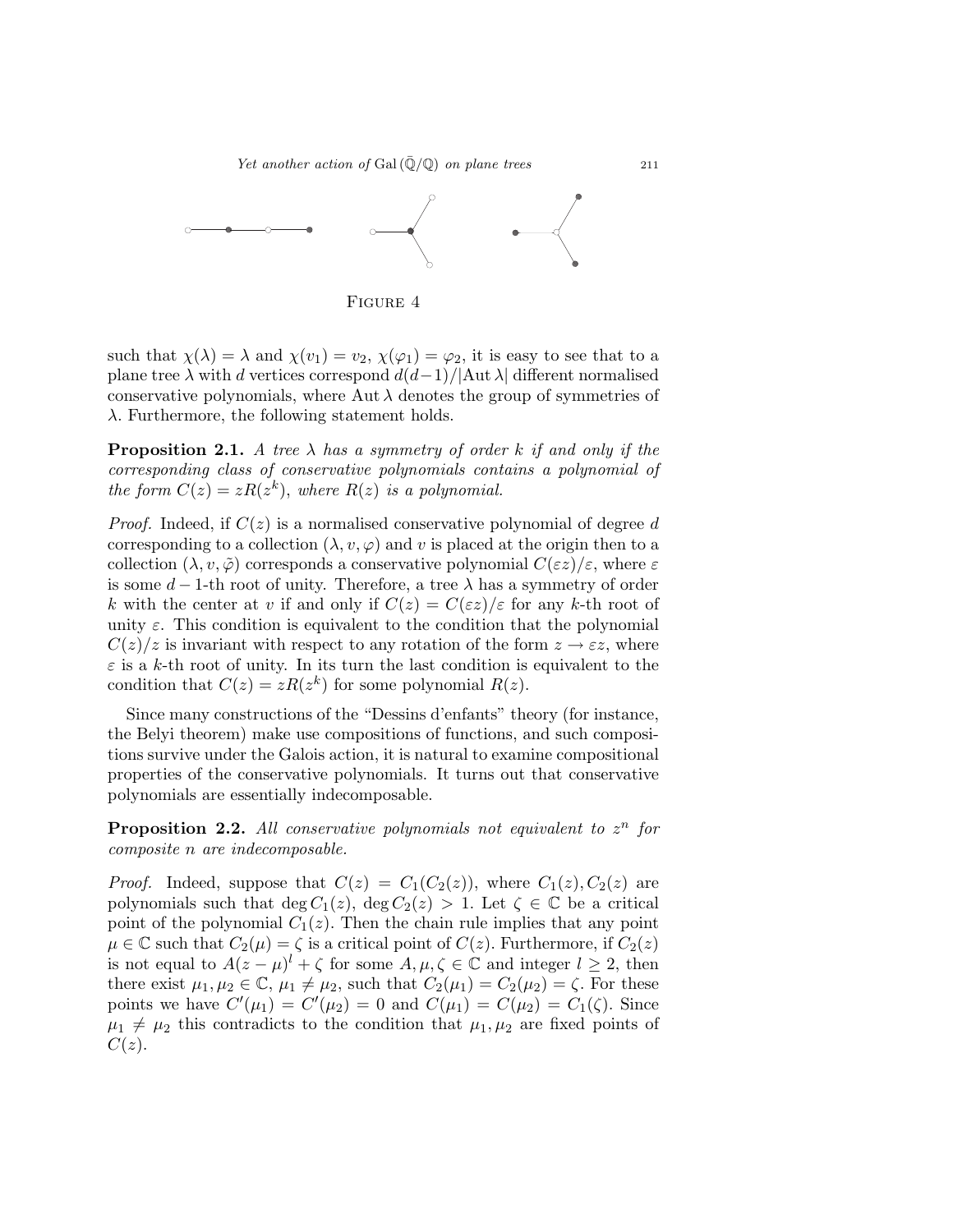FIGURE 4

such that $\chi(\lambda) = \lambda$ and $\chi(v_1) = v_2$, $\chi(\varphi_1) = \varphi_2$, it is easy to see that to a plane tree $\lambda$ with $d$ vertices correspond $d(d-1)/|\text{Aut}\,\lambda|$ different normalised conservative polynomials, where $\text{Aut}\,\lambda$ denotes the group of symmetries of $\lambda$. Furthermore, the following statement holds.

**Proposition 2.1.** *A tree $\lambda$ has a symmetry of order $k$ if and only if the corresponding class of conservative polynomials contains a polynomial of the form $C(z) = zR(z^k)$, where $R(z)$ is a polynomial.*

*Proof.* Indeed, if $C(z)$ is a normalised conservative polynomial of degree $d$ corresponding to a collection $(\lambda, v, \varphi)$ and $v$ is placed at the origin then to a collection $(\lambda, v, \tilde{\varphi})$ corresponds a conservative polynomial $C(\varepsilon z)/\varepsilon$, where $\varepsilon$ is some $d-1$-th root of unity. Therefore, a tree $\lambda$ has a symmetry of order $k$ with the center at $v$ if and only if $C(z) = C(\varepsilon z)/\varepsilon$ for any $k$-th root of unity $\varepsilon$. This condition is equivalent to the condition that the polynomial $C(z)/z$ is invariant with respect to any rotation of the form $z \to \varepsilon z$, where $\varepsilon$ is a $k$-th root of unity. In its turn the last condition is equivalent to the condition that $C(z) = zR(z^k)$ for some polynomial $R(z)$.

Since many constructions of the "Dessins d'enfants" theory (for instance, the Belyi theorem) make use compositions of functions, and such compositions survive under the Galois action, it is natural to examine compositional properties of the conservative polynomials. It turns out that conservative polynomials are essentially indecomposable.

**Proposition 2.2.** *All conservative polynomials not equivalent to $z^n$ for composite $n$ are indecomposable.*

*Proof.* Indeed, suppose that $C(z) = C_1(C_2(z))$, where $C_1(z), C_2(z)$ are polynomials such that $\deg C_1(z)$, $\deg C_2(z) > 1$. Let $\zeta \in \mathbb{C}$ be a critical point of the polynomial $C_1(z)$. Then the chain rule implies that any point $\mu \in \mathbb{C}$ such that $C_2(\mu) = \zeta$ is a critical point of $C(z)$. Furthermore, if $C_2(z)$ is not equal to $A(z-\mu)^l + \zeta$ for some $A, \mu, \zeta \in \mathbb{C}$ and integer $l \geq 2$, then there exist $\mu_1, \mu_2 \in \mathbb{C}$, $\mu_1 \neq \mu_2$, such that $C_2(\mu_1) = C_2(\mu_2) = \zeta$. For these points we have $C'(\mu_1) = C'(\mu_2) = 0$ and $C(\mu_1) = C(\mu_2) = C_1(\zeta)$. Since $\mu_1 \neq \mu_2$ this contradicts to the condition that $\mu_1, \mu_2$ are fixed points of $C(z)$.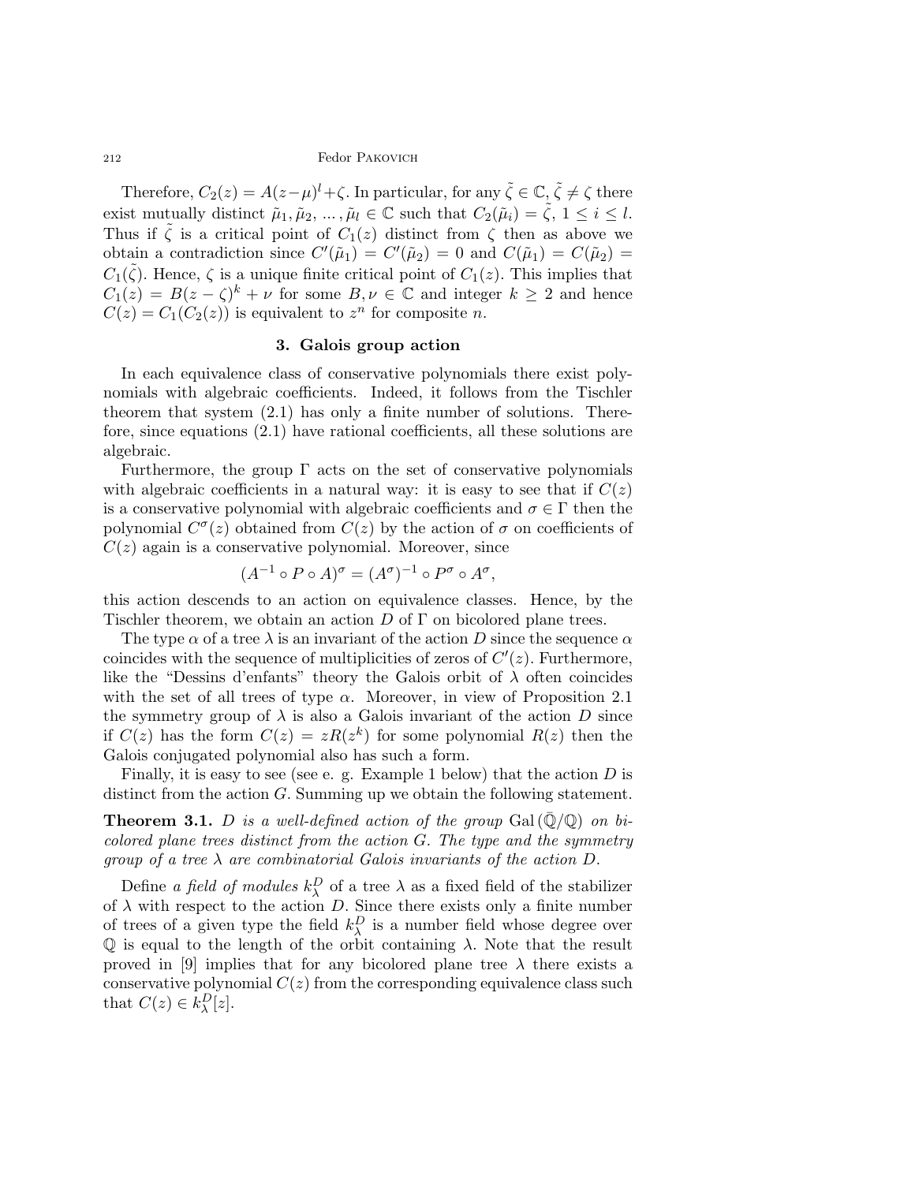Therefore, $C_2(z) = A(z-\mu)^l + \zeta$. In particular, for any $\tilde{\zeta} \in \mathbb{C}$, $\tilde{\zeta} \neq \zeta$ there exist mutually distinct $\tilde{\mu}_1, \tilde{\mu}_2, \dots, \tilde{\mu}_l \in \mathbb{C}$ such that $C_2(\tilde{\mu}_i) = \tilde{\zeta}$, $1 \leq i \leq l$. Thus if $\tilde{\zeta}$ is a critical point of $C_1(z)$ distinct from $\zeta$ then as above we obtain a contradiction since $C'(\tilde{\mu}_1) = C'(\tilde{\mu}_2) = 0$ and $C(\tilde{\mu}_1) = C(\tilde{\mu}_2) = C_1(\tilde{\zeta})$. Hence, $\zeta$ is a unique finite critical point of $C_1(z)$. This implies that $C_1(z) = B(z-\zeta)^k + \nu$ for some $B, \nu \in \mathbb{C}$ and integer $k \geq 2$ and hence $C(z) = C_1(C_2(z))$ is equivalent to $z^n$ for composite $n$.

## 3. Galois group action

In each equivalence class of conservative polynomials there exist polynomials with algebraic coefficients. Indeed, it follows from the Tischler theorem that system (2.1) has only a finite number of solutions. Therefore, since equations (2.1) have rational coefficients, all these solutions are algebraic.

Furthermore, the group $\Gamma$ acts on the set of conservative polynomials with algebraic coefficients in a natural way: it is easy to see that if $C(z)$ is a conservative polynomial with algebraic coefficients and $\sigma \in \Gamma$ then the polynomial $C^{\sigma}(z)$ obtained from $C(z)$ by the action of $\sigma$ on coefficients of $C(z)$ again is a conservative polynomial. Moreover, since

$$(A^{-1} \circ P \circ A)^{\sigma} = (A^{\sigma})^{-1} \circ P^{\sigma} \circ A^{\sigma},$$

this action descends to an action on equivalence classes. Hence, by the Tischler theorem, we obtain an action $D$ of $\Gamma$ on bicolored plane trees.

The type $\alpha$ of a tree $\lambda$ is an invariant of the action $D$ since the sequence $\alpha$ coincides with the sequence of multiplicities of zeros of $C'(z)$. Furthermore, like the "Dessins d'enfants" theory the Galois orbit of $\lambda$ often coincides with the set of all trees of type $\alpha$. Moreover, in view of Proposition 2.1 the symmetry group of $\lambda$ is also a Galois invariant of the action $D$ since if $C(z)$ has the form $C(z) = zR(z^k)$ for some polynomial $R(z)$ then the Galois conjugated polynomial also has such a form.

Finally, it is easy to see (see e. g. Example 1 below) that the action $D$ is distinct from the action $G$. Summing up we obtain the following statement.

**Theorem 3.1.** *$D$ is a well-defined action of the group $\mathrm{Gal}(\bar{\mathbb{Q}}/\mathbb{Q})$ on bicolored plane trees distinct from the action $G$. The type and the symmetry group of a tree $\lambda$ are combinatorial Galois invariants of the action $D$.*

Define *a field of modules* $k_{\lambda}^{D}$ of a tree $\lambda$ as a fixed field of the stabilizer of $\lambda$ with respect to the action $D$. Since there exists only a finite number of trees of a given type the field $k_{\lambda}^{D}$ is a number field whose degree over $\mathbb{Q}$ is equal to the length of the orbit containing $\lambda$. Note that the result proved in [9] implies that for any bicolored plane tree $\lambda$ there exists a conservative polynomial $C(z)$ from the corresponding equivalence class such that $C(z) \in k_{\lambda}^{D}[z]$.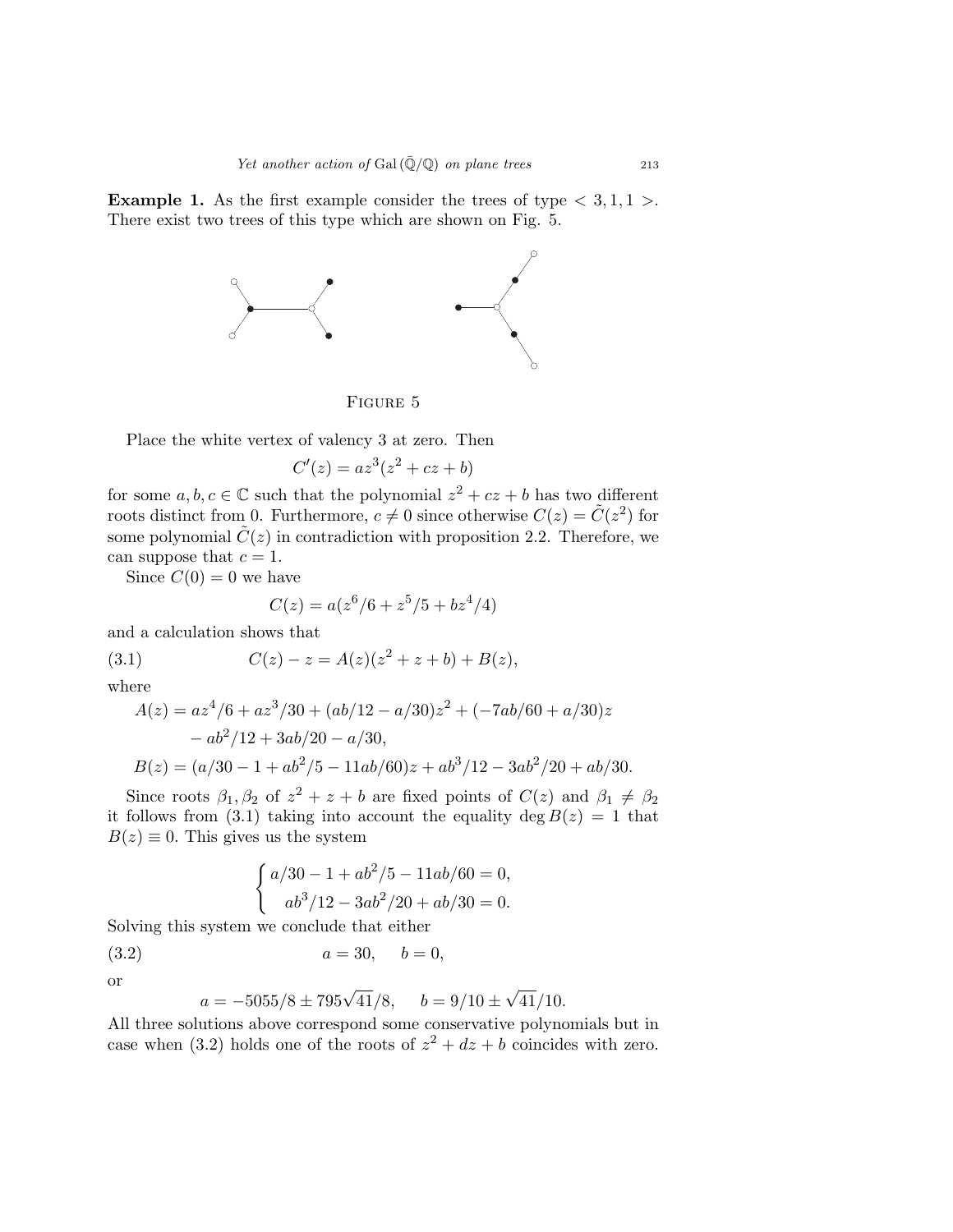**Example 1.** As the first example consider the trees of type $< 3, 1, 1 >$. There exist two trees of this type which are shown on Fig. 5.

Figure 5

Place the white vertex of valency 3 at zero. Then

$$C'(z) = az^3(z^2 + cz + b)$$

for some $a, b, c \in \mathbb{C}$ such that the polynomial $z^2 + cz + b$ has two different roots distinct from 0. Furthermore, $c \neq 0$ since otherwise $C(z) = \tilde{C}(z^2)$ for some polynomial $\tilde{C}(z)$ in contradiction with proposition 2.2. Therefore, we can suppose that $c = 1$.

Since $C(0) = 0$ we have

$$C(z) = a(z^6/6 + z^5/5 + bz^4/4)$$

and a calculation shows that

$$C(z) - z = A(z)(z^2 + z + b) + B(z), \tag{3.1}$$

where

$$\begin{aligned} A(z) &= az^4/6 + az^3/30 + (ab/12 - a/30)z^2 + (-7ab/60 + a/30)z \\ &\quad - ab^2/12 + 3ab/20 - a/30, \\ B(z) &= (a/30 - 1 + ab^2/5 - 11ab/60)z + ab^3/12 - 3ab^2/20 + ab/30. \end{aligned}$$

Since roots $\beta_1, \beta_2$ of $z^2 + z + b$ are fixed points of $C(z)$ and $\beta_1 \neq \beta_2$ it follows from (3.1) taking into account the equality $\deg B(z) = 1$ that $B(z) \equiv 0$. This gives us the system

$$\begin{cases} a/30 - 1 + ab^2/5 - 11ab/60 = 0, \\ \quad ab^3/12 - 3ab^2/20 + ab/30 = 0. \end{cases}$$

Solving this system we conclude that either

$$a = 30, \quad b = 0, \tag{3.2}$$

or

$$a = -5055/8 \pm 795\sqrt{41}/8, \quad b = 9/10 \pm \sqrt{41}/10.$$

All three solutions above correspond some conservative polynomials but in case when (3.2) holds one of the roots of $z^2 + dz + b$ coincides with zero.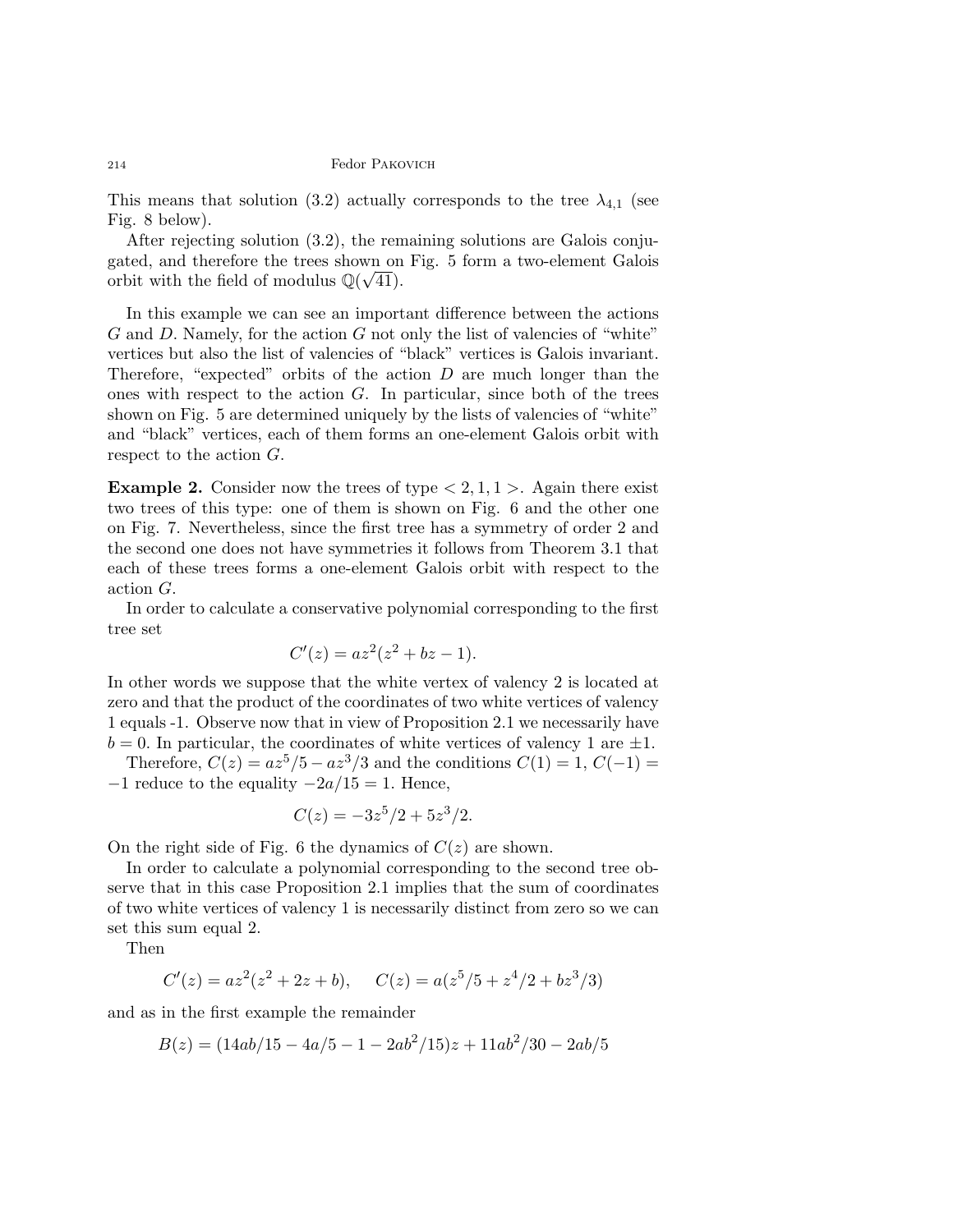This means that solution (3.2) actually corresponds to the tree $\lambda_{4,1}$ (see Fig. 8 below).

After rejecting solution (3.2), the remaining solutions are Galois conjugated, and therefore the trees shown on Fig. 5 form a two-element Galois orbit with the field of modulus $\mathbb{Q}(\sqrt{41})$.

In this example we can see an important difference between the actions $G$ and $D$. Namely, for the action $G$ not only the list of valencies of "white" vertices but also the list of valencies of "black" vertices is Galois invariant. Therefore, "expected" orbits of the action $D$ are much longer than the ones with respect to the action $G$. In particular, since both of the trees shown on Fig. 5 are determined uniquely by the lists of valencies of "white" and "black" vertices, each of them forms an one-element Galois orbit with respect to the action $G$.

**Example 2.** Consider now the trees of type $< 2, 1, 1 >$. Again there exist two trees of this type: one of them is shown on Fig. 6 and the other one on Fig. 7. Nevertheless, since the first tree has a symmetry of order 2 and the second one does not have symmetries it follows from Theorem 3.1 that each of these trees forms a one-element Galois orbit with respect to the action $G$.

In order to calculate a conservative polynomial corresponding to the first tree set

$$C'(z) = az^2(z^2 + bz - 1).$$

In other words we suppose that the white vertex of valency 2 is located at zero and that the product of the coordinates of two white vertices of valency 1 equals -1. Observe now that in view of Proposition 2.1 we necessarily have $b = 0$. In particular, the coordinates of white vertices of valency 1 are $\pm 1$.

Therefore, $C(z) = az^5/5 - az^3/3$ and the conditions $C(1) = 1$, $C(-1) = -1$ reduce to the equality $-2a/15 = 1$. Hence,

$$C(z) = -3z^5/2 + 5z^3/2.$$

On the right side of Fig. 6 the dynamics of $C(z)$ are shown.

In order to calculate a polynomial corresponding to the second tree observe that in this case Proposition 2.1 implies that the sum of coordinates of two white vertices of valency 1 is necessarily distinct from zero so we can set this sum equal 2.

Then

$$C'(z) = az^2(z^2 + 2z + b), \qquad C(z) = a(z^5/5 + z^4/2 + bz^3/3)$$

and as in the first example the remainder

$$B(z) = (14ab/15 - 4a/5 - 1 - 2ab^2/15)z + 11ab^2/30 - 2ab/5$$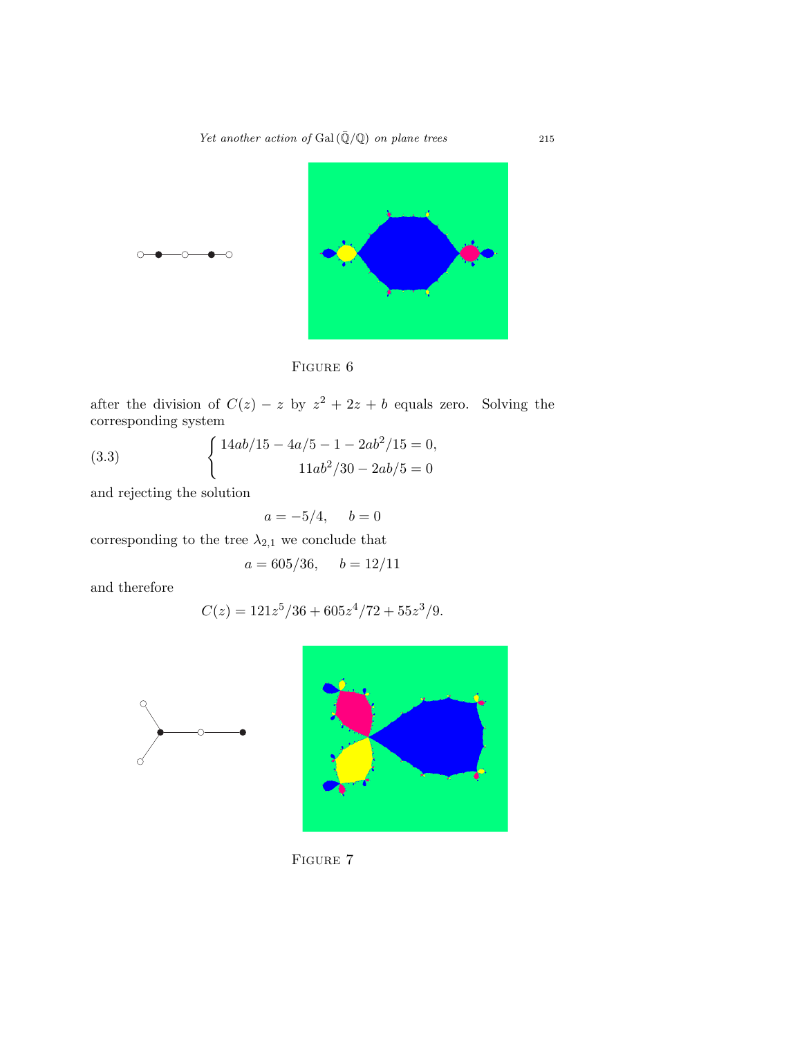FIGURE 6

after the division of $C(z) - z$ by $z^2 + 2z + b$ equals zero. Solving the corresponding system

$$
\begin{cases} 14ab/15 - 4a/5 - 1 - 2ab^2/15 = 0, \\ 11ab^2/30 - 2ab/5 = 0 \end{cases} \tag{3.3}
$$

and rejecting the solution

$$a = -5/4, \quad b = 0$$

corresponding to the tree $\lambda_{2,1}$ we conclude that

$$a = 605/36, \quad b = 12/11$$

and therefore

$$C(z) = 121z^5/36 + 605z^4/72 + 55z^3/9.$$

FIGURE 7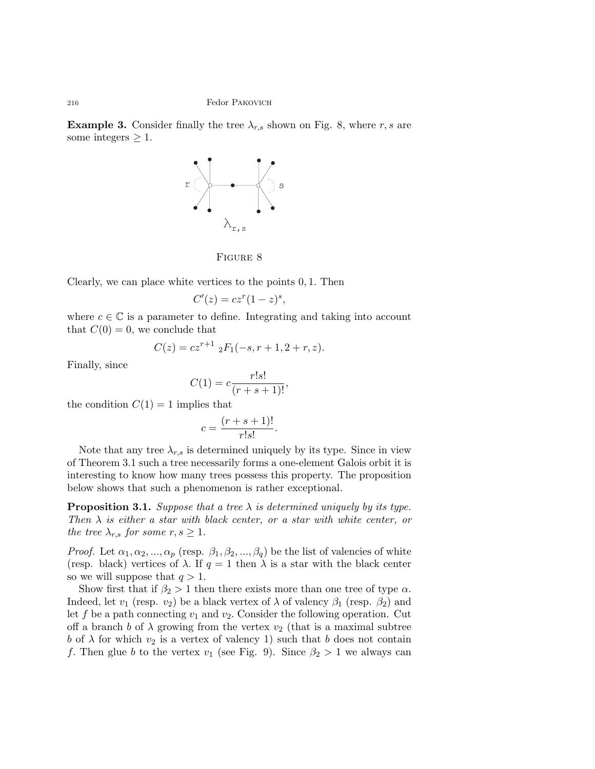**Example 3.** Consider finally the tree $\lambda_{r,s}$ shown on Fig. 8, where $r, s$ are some integers $\geq 1$.

FIGURE 8

Clearly, we can place white vertices to the points $0, 1$. Then

$$C'(z) = cz^r(1-z)^s,$$

where $c \in \mathbb{C}$ is a parameter to define. Integrating and taking into account that $C(0) = 0$, we conclude that

$$C(z) = cz^{r+1}\ {}_2F_1(-s, r+1, 2+r, z).$$

Finally, since

$$C(1) = c\frac{r!s!}{(r+s+1)!},$$

the condition $C(1) = 1$ implies that

$$c = \frac{(r+s+1)!}{r!s!}.$$

Note that any tree $\lambda_{r,s}$ is determined uniquely by its type. Since in view of Theorem 3.1 such a tree necessarily forms a one-element Galois orbit it is interesting to know how many trees possess this property. The proposition below shows that such a phenomenon is rather exceptional.

**Proposition 3.1.** *Suppose that a tree $\lambda$ is determined uniquely by its type. Then $\lambda$ is either a star with black center, or a star with white center, or the tree $\lambda_{r,s}$ for some $r, s \geq 1$.*

*Proof.* Let $\alpha_1, \alpha_2, ..., \alpha_p$ (resp. $\beta_1, \beta_2, ..., \beta_q$) be the list of valencies of white (resp. black) vertices of $\lambda$. If $q = 1$ then $\lambda$ is a star with the black center so we will suppose that $q > 1$.

Show first that if $\beta_2 > 1$ then there exists more than one tree of type $\alpha$. Indeed, let $v_1$ (resp. $v_2$) be a black vertex of $\lambda$ of valency $\beta_1$ (resp. $\beta_2$) and let $f$ be a path connecting $v_1$ and $v_2$. Consider the following operation. Cut off a branch $b$ of $\lambda$ growing from the vertex $v_2$ (that is a maximal subtree $b$ of $\lambda$ for which $v_2$ is a vertex of valency 1) such that $b$ does not contain $f$. Then glue $b$ to the vertex $v_1$ (see Fig. 9). Since $\beta_2 > 1$ we always can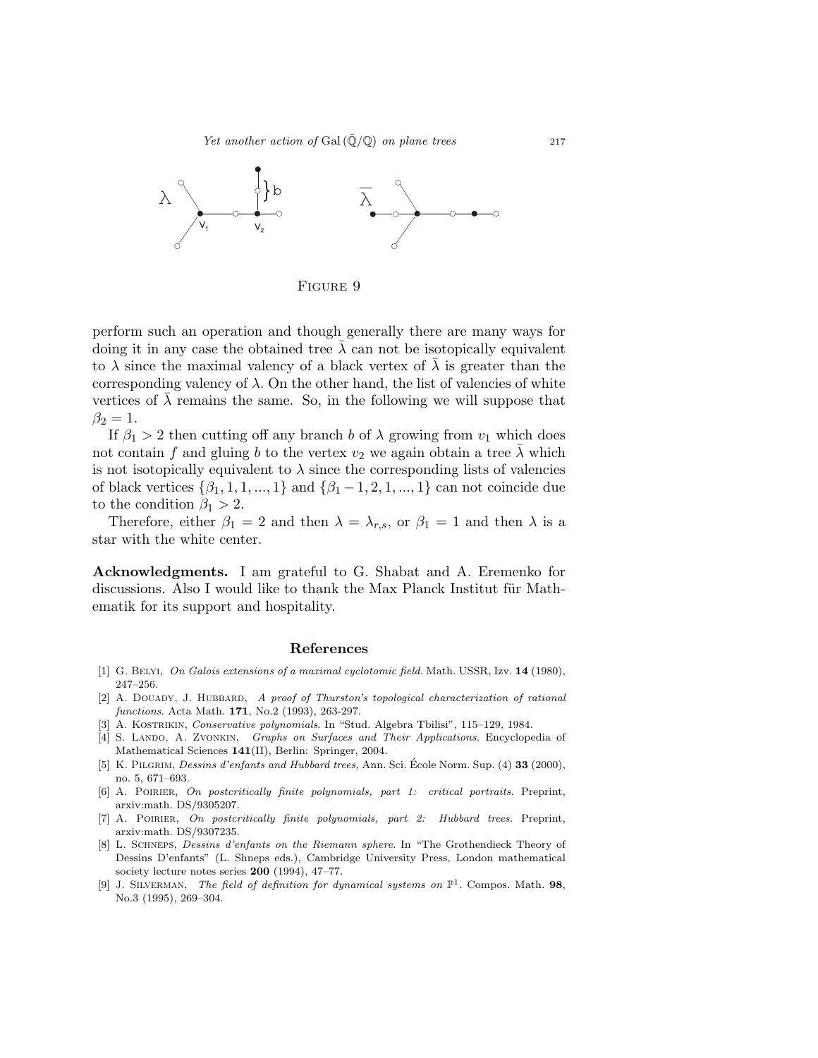FIGURE 9

perform such an operation and though generally there are many ways for doing it in any case the obtained tree $\bar{\lambda}$ can not be isotopically equivalent to $\lambda$ since the maximal valency of a black vertex of $\bar{\lambda}$ is greater than the corresponding valency of $\lambda$. On the other hand, the list of valencies of white vertices of $\bar{\lambda}$ remains the same. So, in the following we will suppose that $\beta_2 = 1$.

If $\beta_1 > 2$ then cutting off any branch $b$ of $\lambda$ growing from $v_1$ which does not contain $f$ and gluing $b$ to the vertex $v_2$ we again obtain a tree $\bar{\lambda}$ which is not isotopically equivalent to $\lambda$ since the corresponding lists of valencies of black vertices $\{\beta_1, 1, 1, ..., 1\}$ and $\{\beta_1 - 1, 2, 1, ..., 1\}$ can not coincide due to the condition $\beta_1 > 2$.

Therefore, either $\beta_1 = 2$ and then $\lambda = \lambda_{r,s}$, or $\beta_1 = 1$ and then $\lambda$ is a star with the white center.

**Acknowledgments.** I am grateful to G. Shabat and A. Eremenko for discussions. Also I would like to thank the Max Planck Institut für Mathematik for its support and hospitality.

## References

[1] G. Belyi, *On Galois extensions of a maximal cyclotomic field*. Math. USSR, Izv. **14** (1980), 247–256.

[2] A. Douady, J. Hubbard, *A proof of Thurston's topological characterization of rational functions*. Acta Math. **171**, No.2 (1993), 263-297.

[3] A. Kostrikin, *Conservative polynomials*. In "Stud. Algebra Tbilisi", 115–129, 1984.

[4] S. Lando, A. Zvonkin, *Graphs on Surfaces and Their Applications*. Encyclopedia of Mathematical Sciences **141**(II), Berlin: Springer, 2004.

[5] K. Pilgrim, *Dessins d'enfants and Hubbard trees,* Ann. Sci. École Norm. Sup. (4) **33** (2000), no. 5, 671–693.

[6] A. Poirier, *On postcritically finite polynomials, part 1: critical portraits*. Preprint, arxiv:math. DS/9305207.

[7] A. Poirier, *On postcritically finite polynomials, part 2: Hubbard trees*. Preprint, arxiv:math. DS/9307235.

[8] L. Schneps, *Dessins d'enfants on the Riemann sphere*. In "The Grothendieck Theory of Dessins D'enfants" (L. Shneps eds.), Cambridge University Press, London mathematical society lecture notes series **200** (1994), 47–77.

[9] J. Silverman, *The field of definition for dynamical systems on* $\mathbb{P}^1$. Compos. Math. **98**, No.3 (1995), 269–304.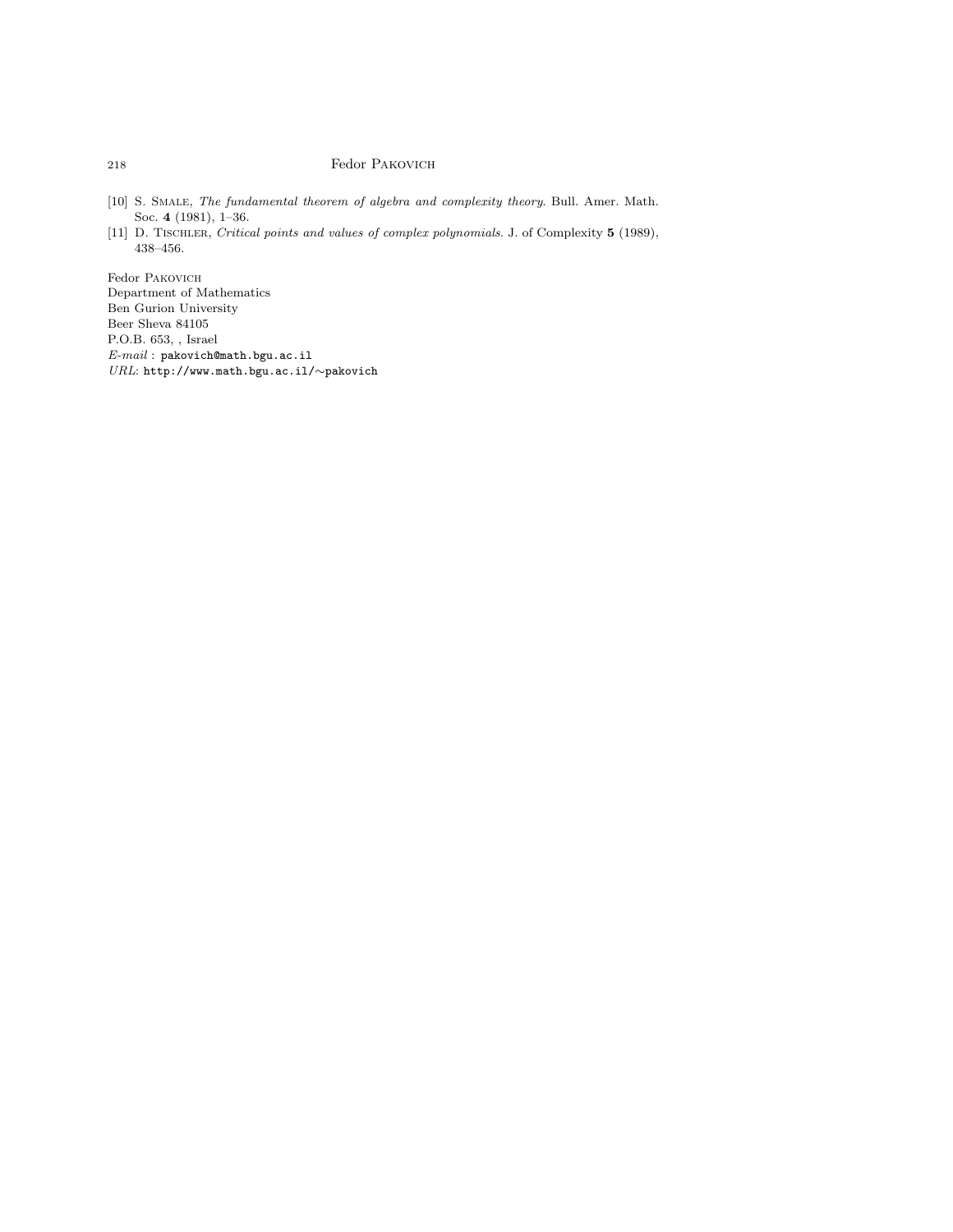[10] S. Smale, *The fundamental theorem of algebra and complexity theory*. Bull. Amer. Math. Soc. **4** (1981), 1–36.

[11] D. Tischler, *Critical points and values of complex polynomials*. J. of Complexity **5** (1989), 438–456.

Fedor Pakovich
Department of Mathematics
Ben Gurion University
Beer Sheva 84105
P.O.B. 653, , Israel
*E-mail* : pakovich@math.bgu.ac.il
*URL*: http://www.math.bgu.ac.il/∼pakovich